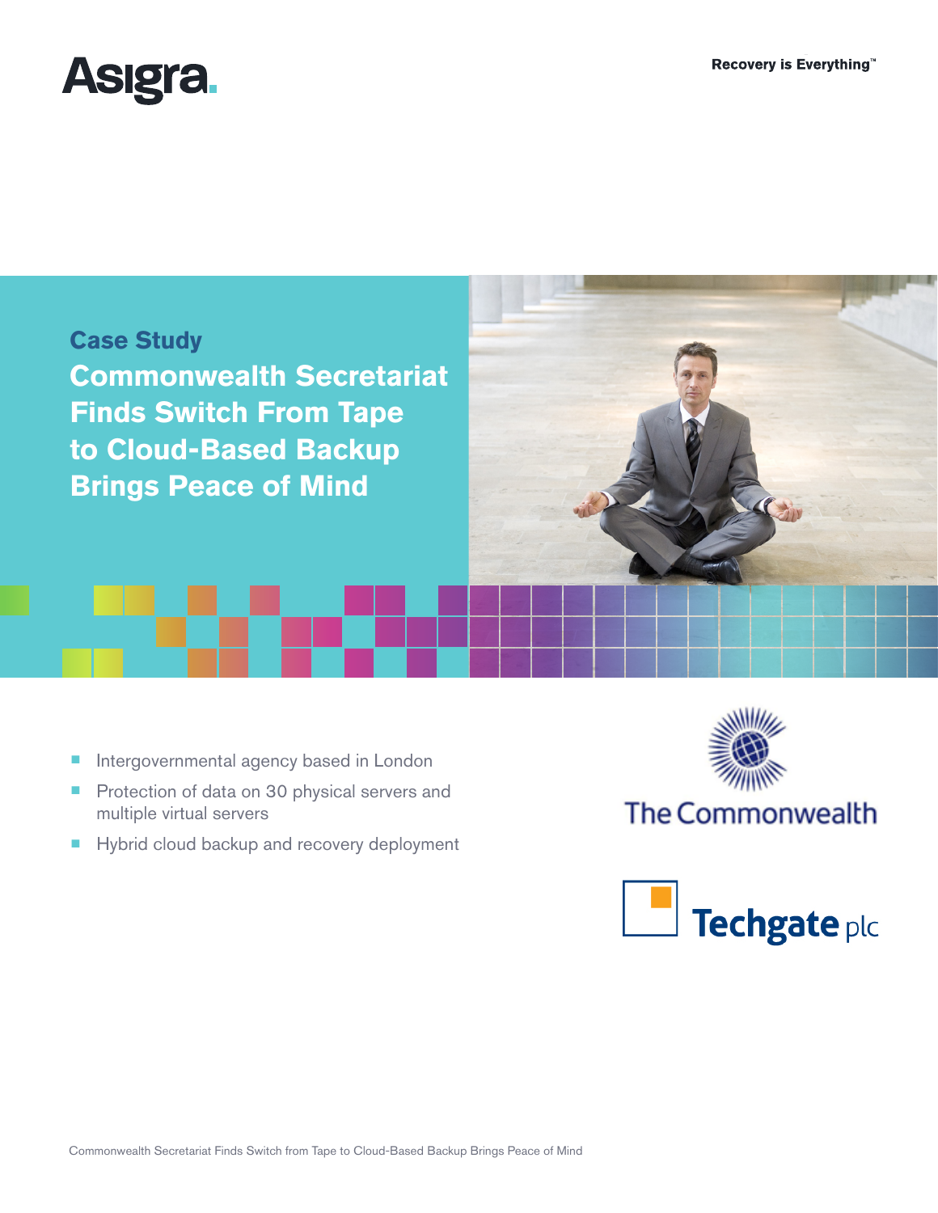Asigra.

Recovery is Everything™

## Case Study

# Commonwealth Secretariat Finds Switch From Tape to Cloud-Based Backup Brings Peace of Mind

- Intergovernmental agency based in London
- Protection of data on 30 physical servers and multiple virtual servers
- Hybrid cloud backup and recovery deployment

The Commonwealth

Techgate plc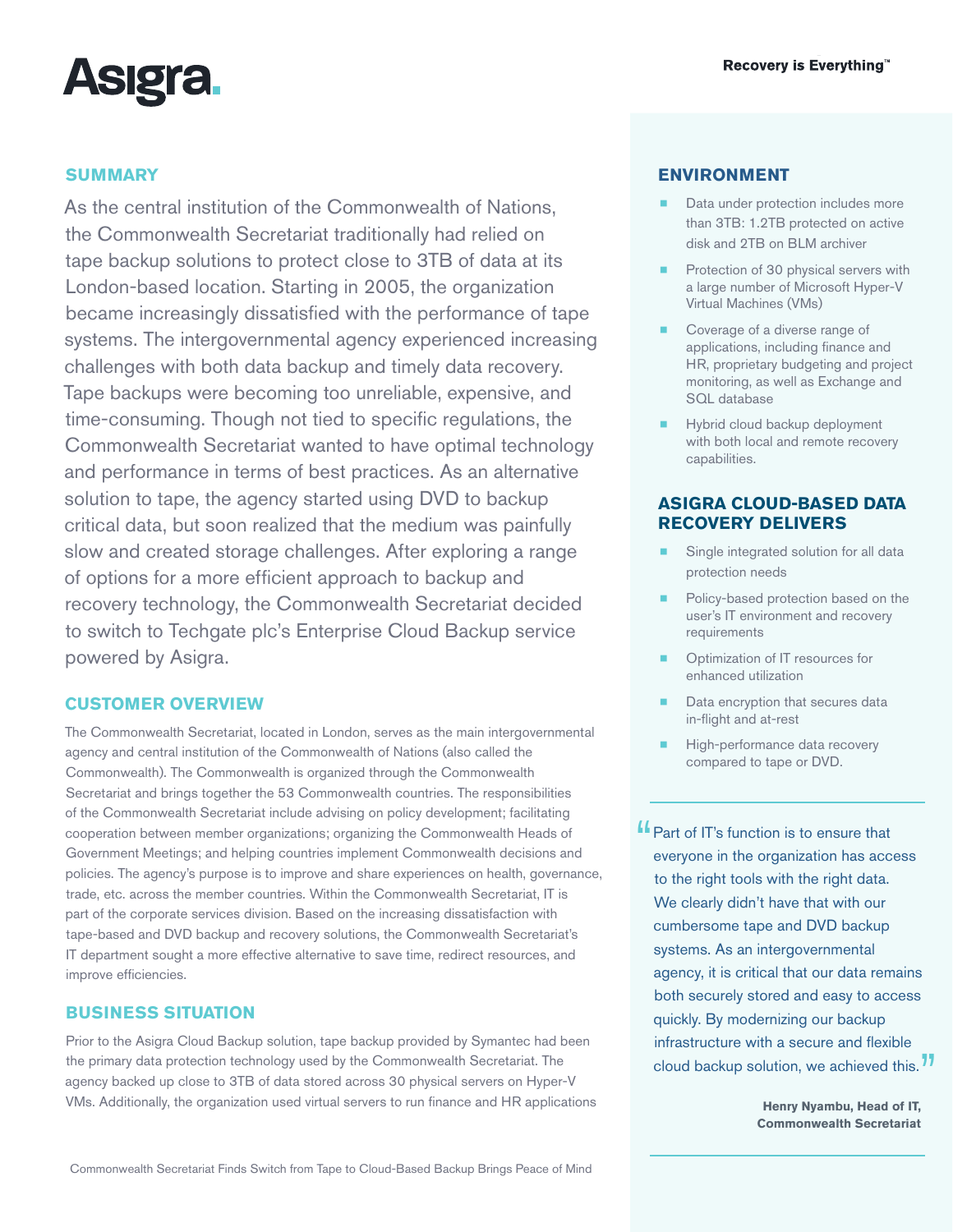## SUMMARY

As the central institution of the Commonwealth of Nations, the Commonwealth Secretariat traditionally had relied on tape backup solutions to protect close to 3TB of data at its London-based location. Starting in 2005, the organization became increasingly dissatisfied with the performance of tape systems. The intergovernmental agency experienced increasing challenges with both data backup and timely data recovery. Tape backups were becoming too unreliable, expensive, and time-consuming. Though not tied to specific regulations, the Commonwealth Secretariat wanted to have optimal technology and performance in terms of best practices. As an alternative solution to tape, the agency started using DVD to backup critical data, but soon realized that the medium was painfully slow and created storage challenges. After exploring a range of options for a more efficient approach to backup and recovery technology, the Commonwealth Secretariat decided to switch to Techgate plc's Enterprise Cloud Backup service powered by Asigra.

## CUSTOMER OVERVIEW

The Commonwealth Secretariat, located in London, serves as the main intergovernmental agency and central institution of the Commonwealth of Nations (also called the Commonwealth). The Commonwealth is organized through the Commonwealth Secretariat and brings together the 53 Commonwealth countries. The responsibilities of the Commonwealth Secretariat include advising on policy development; facilitating cooperation between member organizations; organizing the Commonwealth Heads of Government Meetings; and helping countries implement Commonwealth decisions and policies. The agency's purpose is to improve and share experiences on health, governance, trade, etc. across the member countries. Within the Commonwealth Secretariat, IT is part of the corporate services division. Based on the increasing dissatisfaction with tape-based and DVD backup and recovery solutions, the Commonwealth Secretariat's IT department sought a more effective alternative to save time, redirect resources, and improve efficiencies.

## BUSINESS SITUATION

Prior to the Asigra Cloud Backup solution, tape backup provided by Symantec had been the primary data protection technology used by the Commonwealth Secretariat. The agency backed up close to 3TB of data stored across 30 physical servers on Hyper-V VMs. Additionally, the organization used virtual servers to run finance and HR applications

## ENVIRONMENT

- Data under protection includes more than 3TB: 1.2TB protected on active disk and 2TB on BLM archiver
- Protection of 30 physical servers with a large number of Microsoft Hyper-V Virtual Machines (VMs)
- Coverage of a diverse range of applications, including finance and HR, proprietary budgeting and project monitoring, as well as Exchange and SQL database
- Hybrid cloud backup deployment with both local and remote recovery capabilities.

## ASIGRA CLOUD-BASED DATA RECOVERY DELIVERS

- Single integrated solution for all data protection needs
- Policy-based protection based on the user's IT environment and recovery requirements
- Optimization of IT resources for enhanced utilization
- Data encryption that secures data in-flight and at-rest
- High-performance data recovery compared to tape or DVD.

> "Part of IT's function is to ensure that everyone in the organization has access to the right tools with the right data. We clearly didn't have that with our cumbersome tape and DVD backup systems. As an intergovernmental agency, it is critical that our data remains both securely stored and easy to access quickly. By modernizing our backup infrastructure with a secure and flexible cloud backup solution, we achieved this."
>
> **Henry Nyambu, Head of IT, Commonwealth Secretariat**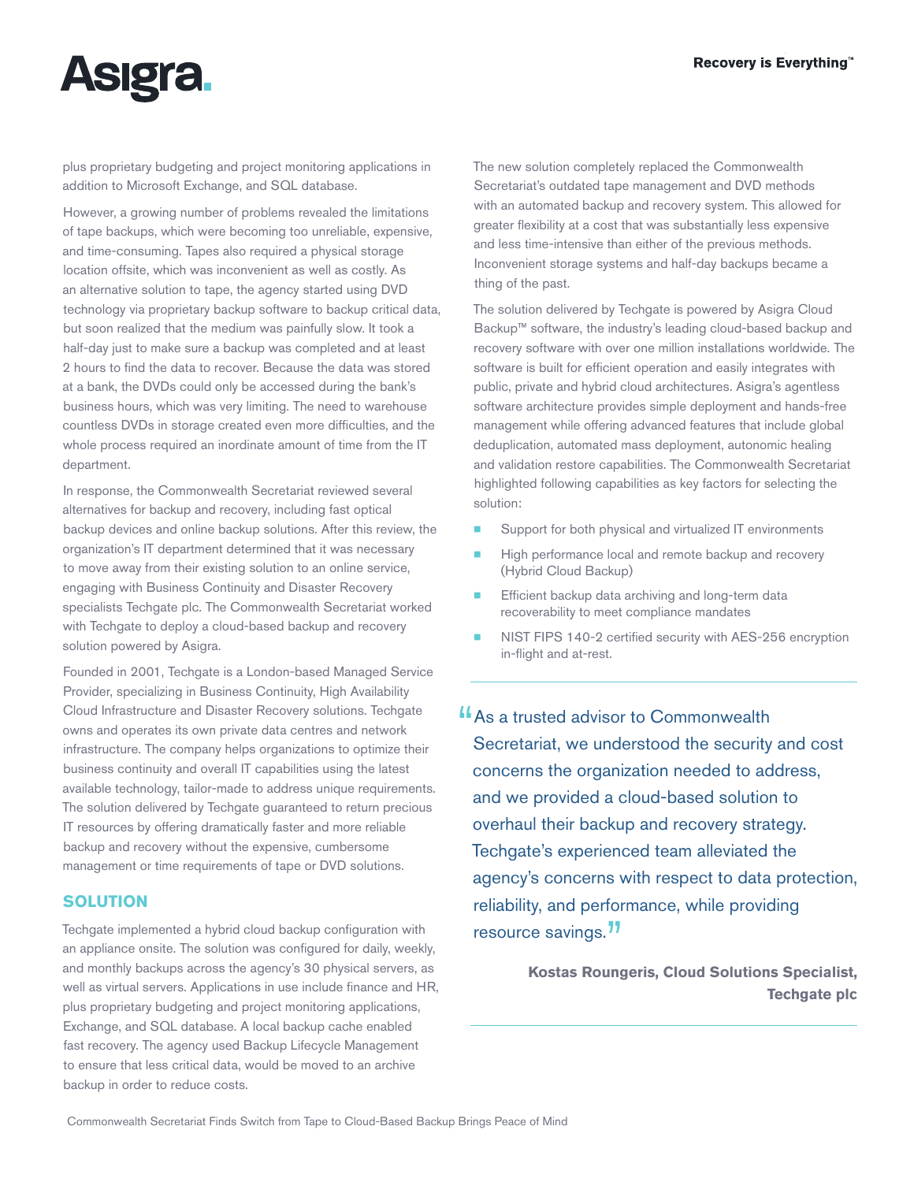plus proprietary budgeting and project monitoring applications in addition to Microsoft Exchange, and SQL database.

However, a growing number of problems revealed the limitations of tape backups, which were becoming too unreliable, expensive, and time-consuming. Tapes also required a physical storage location offsite, which was inconvenient as well as costly. As an alternative solution to tape, the agency started using DVD technology via proprietary backup software to backup critical data, but soon realized that the medium was painfully slow. It took a half-day just to make sure a backup was completed and at least 2 hours to find the data to recover. Because the data was stored at a bank, the DVDs could only be accessed during the bank's business hours, which was very limiting. The need to warehouse countless DVDs in storage created even more difficulties, and the whole process required an inordinate amount of time from the IT department.

In response, the Commonwealth Secretariat reviewed several alternatives for backup and recovery, including fast optical backup devices and online backup solutions. After this review, the organization's IT department determined that it was necessary to move away from their existing solution to an online service, engaging with Business Continuity and Disaster Recovery specialists Techgate plc. The Commonwealth Secretariat worked with Techgate to deploy a cloud-based backup and recovery solution powered by Asigra.

Founded in 2001, Techgate is a London-based Managed Service Provider, specializing in Business Continuity, High Availability Cloud Infrastructure and Disaster Recovery solutions. Techgate owns and operates its own private data centres and network infrastructure. The company helps organizations to optimize their business continuity and overall IT capabilities using the latest available technology, tailor-made to address unique requirements. The solution delivered by Techgate guaranteed to return precious IT resources by offering dramatically faster and more reliable backup and recovery without the expensive, cumbersome management or time requirements of tape or DVD solutions.

## SOLUTION

Techgate implemented a hybrid cloud backup configuration with an appliance onsite. The solution was configured for daily, weekly, and monthly backups across the agency's 30 physical servers, as well as virtual servers. Applications in use include finance and HR, plus proprietary budgeting and project monitoring applications, Exchange, and SQL database. A local backup cache enabled fast recovery. The agency used Backup Lifecycle Management to ensure that less critical data, would be moved to an archive backup in order to reduce costs.

The new solution completely replaced the Commonwealth Secretariat's outdated tape management and DVD methods with an automated backup and recovery system. This allowed for greater flexibility at a cost that was substantially less expensive and less time-intensive than either of the previous methods. Inconvenient storage systems and half-day backups became a thing of the past.

The solution delivered by Techgate is powered by Asigra Cloud Backup™ software, the industry's leading cloud-based backup and recovery software with over one million installations worldwide. The software is built for efficient operation and easily integrates with public, private and hybrid cloud architectures. Asigra's agentless software architecture provides simple deployment and hands-free management while offering advanced features that include global deduplication, automated mass deployment, autonomic healing and validation restore capabilities. The Commonwealth Secretariat highlighted following capabilities as key factors for selecting the solution:

- Support for both physical and virtualized IT environments
- High performance local and remote backup and recovery (Hybrid Cloud Backup)
- Efficient backup data archiving and long-term data recoverability to meet compliance mandates
- NIST FIPS 140-2 certified security with AES-256 encryption in-flight and at-rest.

> "As a trusted advisor to Commonwealth Secretariat, we understood the security and cost concerns the organization needed to address, and we provided a cloud-based solution to overhaul their backup and recovery strategy. Techgate's experienced team alleviated the agency's concerns with respect to data protection, reliability, and performance, while providing resource savings."

**Kostas Roungeris, Cloud Solutions Specialist, Techgate plc**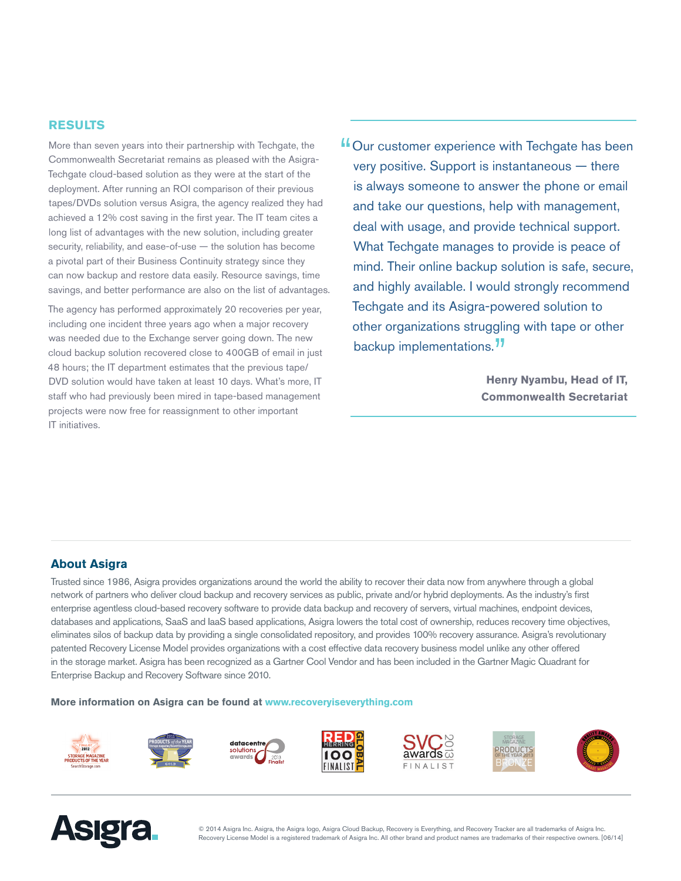## RESULTS

More than seven years into their partnership with Techgate, the Commonwealth Secretariat remains as pleased with the Asigra-Techgate cloud-based solution as they were at the start of the deployment. After running an ROI comparison of their previous tapes/DVDs solution versus Asigra, the agency realized they had achieved a 12% cost saving in the first year. The IT team cites a long list of advantages with the new solution, including greater security, reliability, and ease-of-use — the solution has become a pivotal part of their Business Continuity strategy since they can now backup and restore data easily. Resource savings, time savings, and better performance are also on the list of advantages.

The agency has performed approximately 20 recoveries per year, including one incident three years ago when a major recovery was needed due to the Exchange server going down. The new cloud backup solution recovered close to 400GB of email in just 48 hours; the IT department estimates that the previous tape/DVD solution would have taken at least 10 days. What's more, IT staff who had previously been mired in tape-based management projects were now free for reassignment to other important IT initiatives.

> "Our customer experience with Techgate has been very positive. Support is instantaneous — there is always someone to answer the phone or email and take our questions, help with management, deal with usage, and provide technical support. What Techgate manages to provide is peace of mind. Their online backup solution is safe, secure, and highly available. I would strongly recommend Techgate and its Asigra-powered solution to other organizations struggling with tape or other backup implementations."
>
> **Henry Nyambu, Head of IT, Commonwealth Secretariat**

### About Asigra

Trusted since 1986, Asigra provides organizations around the world the ability to recover their data now from anywhere through a global network of partners who deliver cloud backup and recovery services as public, private and/or hybrid deployments. As the industry's first enterprise agentless cloud-based recovery software to provide data backup and recovery of servers, virtual machines, endpoint devices, databases and applications, SaaS and IaaS based applications, Asigra lowers the total cost of ownership, reduces recovery time objectives, eliminates silos of backup data by providing a single consolidated repository, and provides 100% recovery assurance. Asigra's revolutionary patented Recovery License Model provides organizations with a cost effective data recovery business model unlike any other offered in the storage market. Asigra has been recognized as a Gartner Cool Vendor and has been included in the Gartner Magic Quadrant for Enterprise Backup and Recovery Software since 2010.

**More information on Asigra can be found at www.recoveryiseverything.com**

Finalist 2012 Storage Magazine Products of the Year SearchStorage.com

2011 Products of the Year Gold

datacentre solutions awards 2013 Finalist

Red Herring Global 100 Finalist

SVC awards 2013 Finalist

Storage Magazine Products of the Year 2013 Bronze

Quality Awards Storage Magazine

Asigra.

© 2014 Asigra Inc. Asigra, the Asigra logo, Asigra Cloud Backup, Recovery is Everything, and Recovery Tracker are all trademarks of Asigra Inc. Recovery License Model is a registered trademark of Asigra Inc. All other brand and product names are trademarks of their respective owners. [06/14]